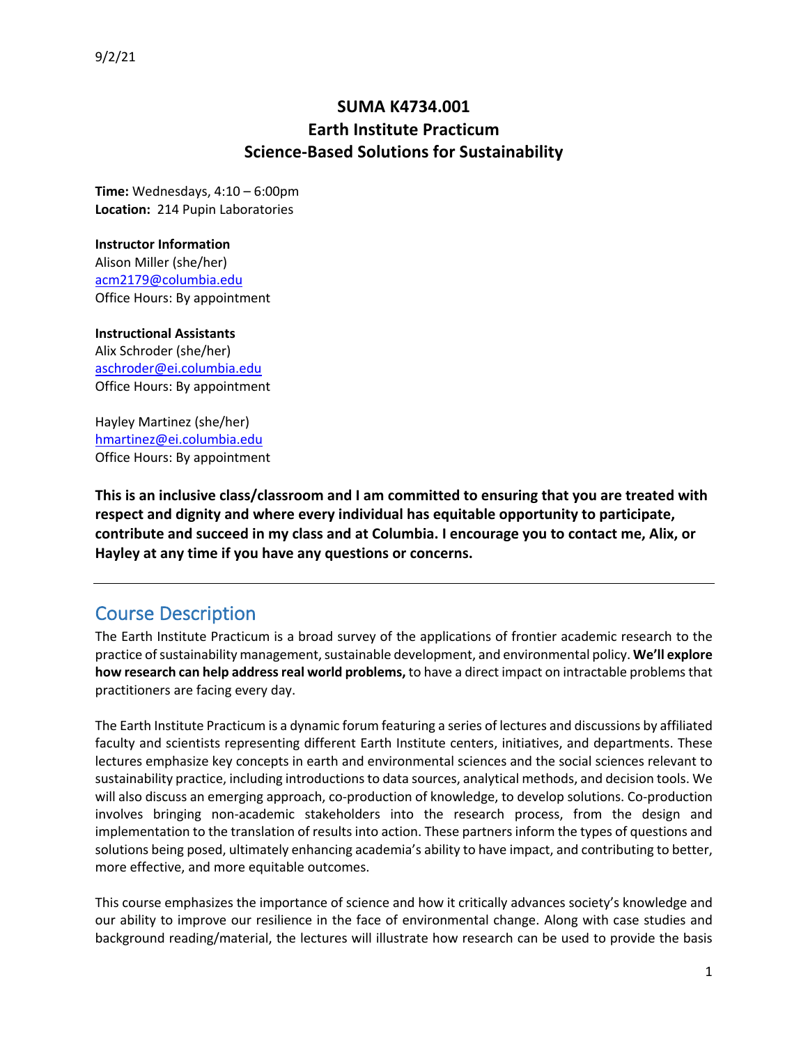9/2/21

# SUMA K4734.001
# Earth Institute Practicum
# Science-Based Solutions for Sustainability

**Time:** Wednesdays, 4:10 – 6:00pm
**Location:** 214 Pupin Laboratories

**Instructor Information**
Alison Miller (she/her)
acm2179@columbia.edu
Office Hours: By appointment

**Instructional Assistants**
Alix Schroder (she/her)
aschroder@ei.columbia.edu
Office Hours: By appointment

Hayley Martinez (she/her)
hmartinez@ei.columbia.edu
Office Hours: By appointment

**This is an inclusive class/classroom and I am committed to ensuring that you are treated with respect and dignity and where every individual has equitable opportunity to participate, contribute and succeed in my class and at Columbia. I encourage you to contact me, Alix, or Hayley at any time if you have any questions or concerns.**

---

## Course Description

The Earth Institute Practicum is a broad survey of the applications of frontier academic research to the practice of sustainability management, sustainable development, and environmental policy. **We'll explore how research can help address real world problems,** to have a direct impact on intractable problems that practitioners are facing every day.

The Earth Institute Practicum is a dynamic forum featuring a series of lectures and discussions by affiliated faculty and scientists representing different Earth Institute centers, initiatives, and departments. These lectures emphasize key concepts in earth and environmental sciences and the social sciences relevant to sustainability practice, including introductions to data sources, analytical methods, and decision tools. We will also discuss an emerging approach, co-production of knowledge, to develop solutions. Co-production involves bringing non-academic stakeholders into the research process, from the design and implementation to the translation of results into action. These partners inform the types of questions and solutions being posed, ultimately enhancing academia's ability to have impact, and contributing to better, more effective, and more equitable outcomes.

This course emphasizes the importance of science and how it critically advances society's knowledge and our ability to improve our resilience in the face of environmental change. Along with case studies and background reading/material, the lectures will illustrate how research can be used to provide the basis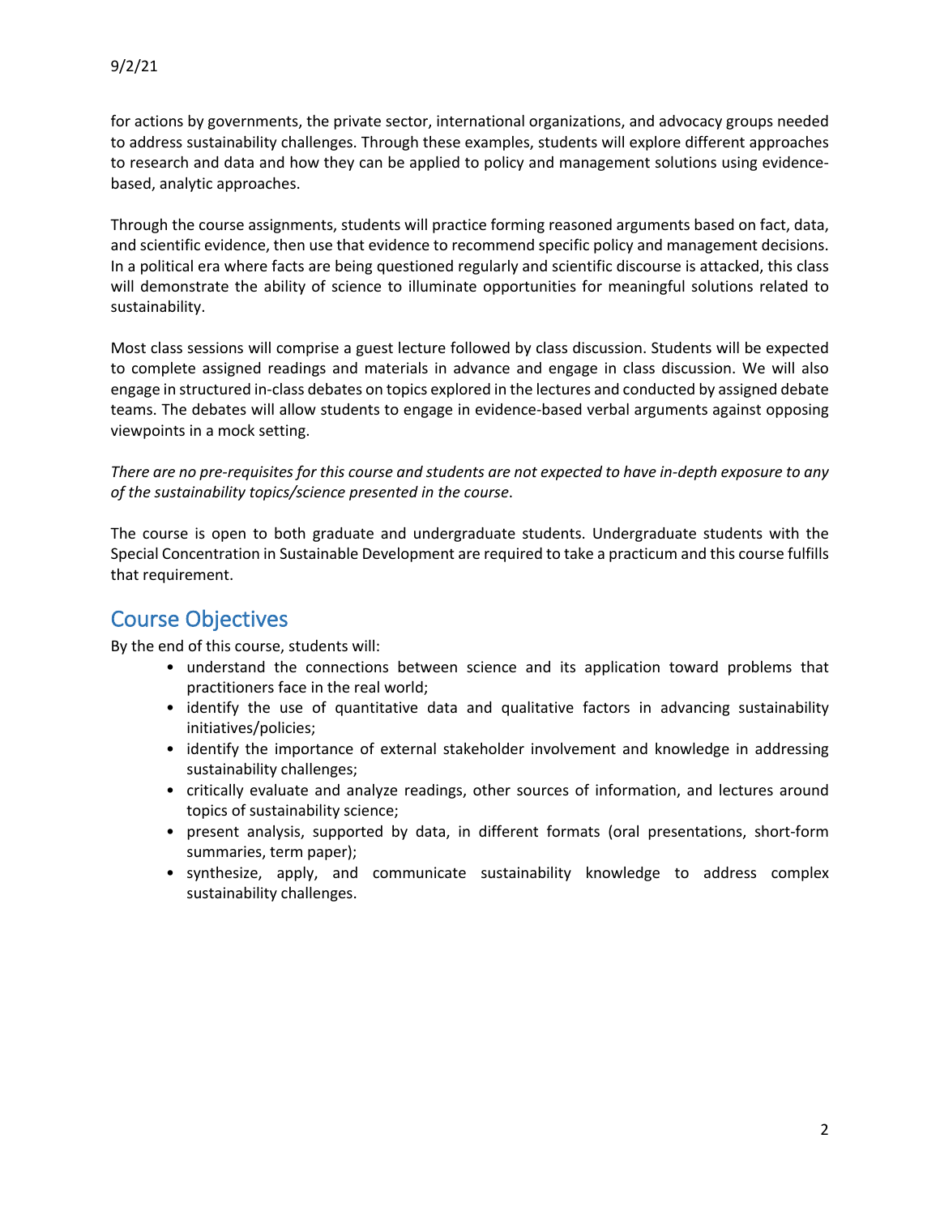for actions by governments, the private sector, international organizations, and advocacy groups needed to address sustainability challenges. Through these examples, students will explore different approaches to research and data and how they can be applied to policy and management solutions using evidence-based, analytic approaches.

Through the course assignments, students will practice forming reasoned arguments based on fact, data, and scientific evidence, then use that evidence to recommend specific policy and management decisions. In a political era where facts are being questioned regularly and scientific discourse is attacked, this class will demonstrate the ability of science to illuminate opportunities for meaningful solutions related to sustainability.

Most class sessions will comprise a guest lecture followed by class discussion. Students will be expected to complete assigned readings and materials in advance and engage in class discussion. We will also engage in structured in-class debates on topics explored in the lectures and conducted by assigned debate teams. The debates will allow students to engage in evidence-based verbal arguments against opposing viewpoints in a mock setting.

*There are no pre-requisites for this course and students are not expected to have in-depth exposure to any of the sustainability topics/science presented in the course*.

The course is open to both graduate and undergraduate students. Undergraduate students with the Special Concentration in Sustainable Development are required to take a practicum and this course fulfills that requirement.

## Course Objectives

By the end of this course, students will:

- understand the connections between science and its application toward problems that practitioners face in the real world;
- identify the use of quantitative data and qualitative factors in advancing sustainability initiatives/policies;
- identify the importance of external stakeholder involvement and knowledge in addressing sustainability challenges;
- critically evaluate and analyze readings, other sources of information, and lectures around topics of sustainability science;
- present analysis, supported by data, in different formats (oral presentations, short-form summaries, term paper);
- synthesize, apply, and communicate sustainability knowledge to address complex sustainability challenges.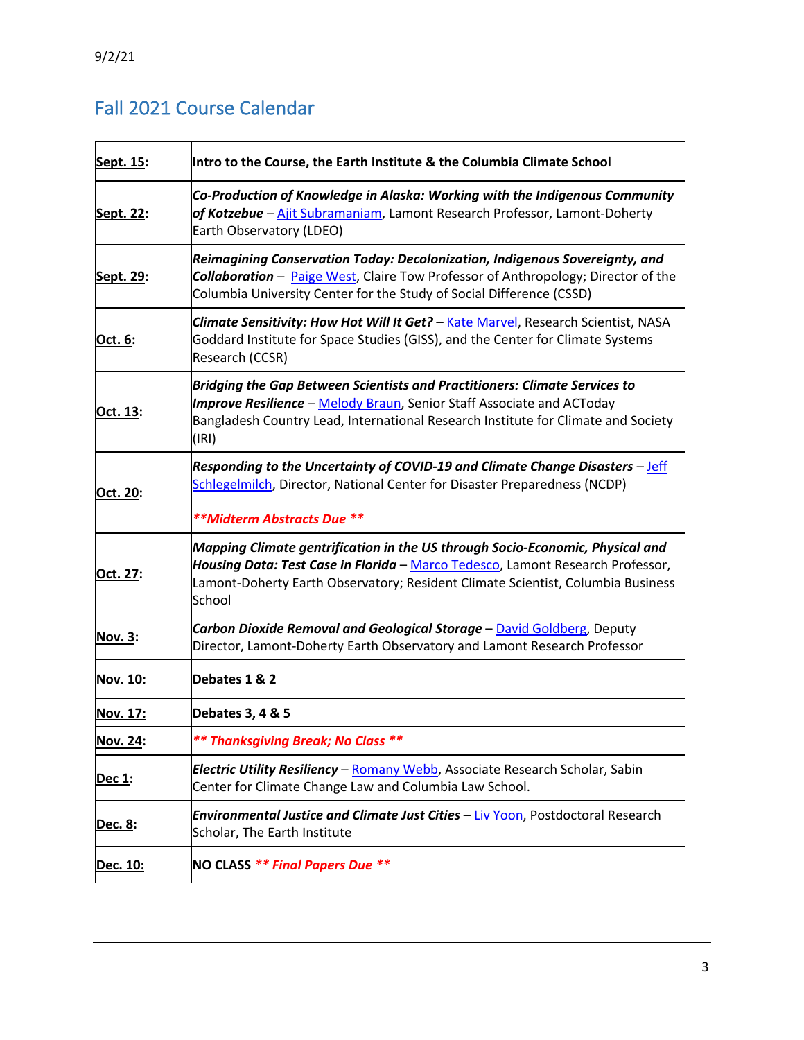9/2/21

## Fall 2021 Course Calendar

| Date | Topic |
|---|---|
| **Sept. 15**: | **Intro to the Course, the Earth Institute & the Columbia Climate School** |
| **Sept. 22**: | ***Co-Production of Knowledge in Alaska: Working with the Indigenous Community of Kotzebue*** – Ajit Subramaniam, Lamont Research Professor, Lamont-Doherty Earth Observatory (LDEO) |
| **Sept. 29**: | ***Reimagining Conservation Today: Decolonization, Indigenous Sovereignty, and Collaboration*** – Paige West, Claire Tow Professor of Anthropology; Director of the Columbia University Center for the Study of Social Difference (CSSD) |
| **Oct. 6**: | ***Climate Sensitivity: How Hot Will It Get?*** – Kate Marvel, Research Scientist, NASA Goddard Institute for Space Studies (GISS), and the Center for Climate Systems Research (CCSR) |
| **Oct. 13**: | ***Bridging the Gap Between Scientists and Practitioners: Climate Services to Improve Resilience*** – Melody Braun, Senior Staff Associate and ACToday Bangladesh Country Lead, International Research Institute for Climate and Society (IRI) |
| **Oct. 20**: | ***Responding to the Uncertainty of COVID-19 and Climate Change Disasters*** – Jeff Schlegelmilch, Director, National Center for Disaster Preparedness (NCDP)<br><br>***\*\*Midterm Abstracts Due \*\**** |
| **Oct. 27**: | ***Mapping Climate gentrification in the US through Socio-Economic, Physical and Housing Data: Test Case in Florida*** – Marco Tedesco, Lamont Research Professor, Lamont-Doherty Earth Observatory; Resident Climate Scientist, Columbia Business School |
| **Nov. 3**: | ***Carbon Dioxide Removal and Geological Storage*** – David Goldberg, Deputy Director, Lamont-Doherty Earth Observatory and Lamont Research Professor |
| **Nov. 10**: | **Debates 1 & 2** |
| **Nov. 17:** | **Debates 3, 4 & 5** |
| **Nov. 24**: | ***\*\* Thanksgiving Break; No Class \*\**** |
| **Dec 1**: | ***Electric Utility Resiliency*** – Romany Webb, Associate Research Scholar, Sabin Center for Climate Change Law and Columbia Law School. |
| **Dec. 8**: | ***Environmental Justice and Climate Just Cities*** – Liv Yoon, Postdoctoral Research Scholar, The Earth Institute |
| **Dec. 10:** | **NO CLASS *\*\* Final Papers Due \*\**** |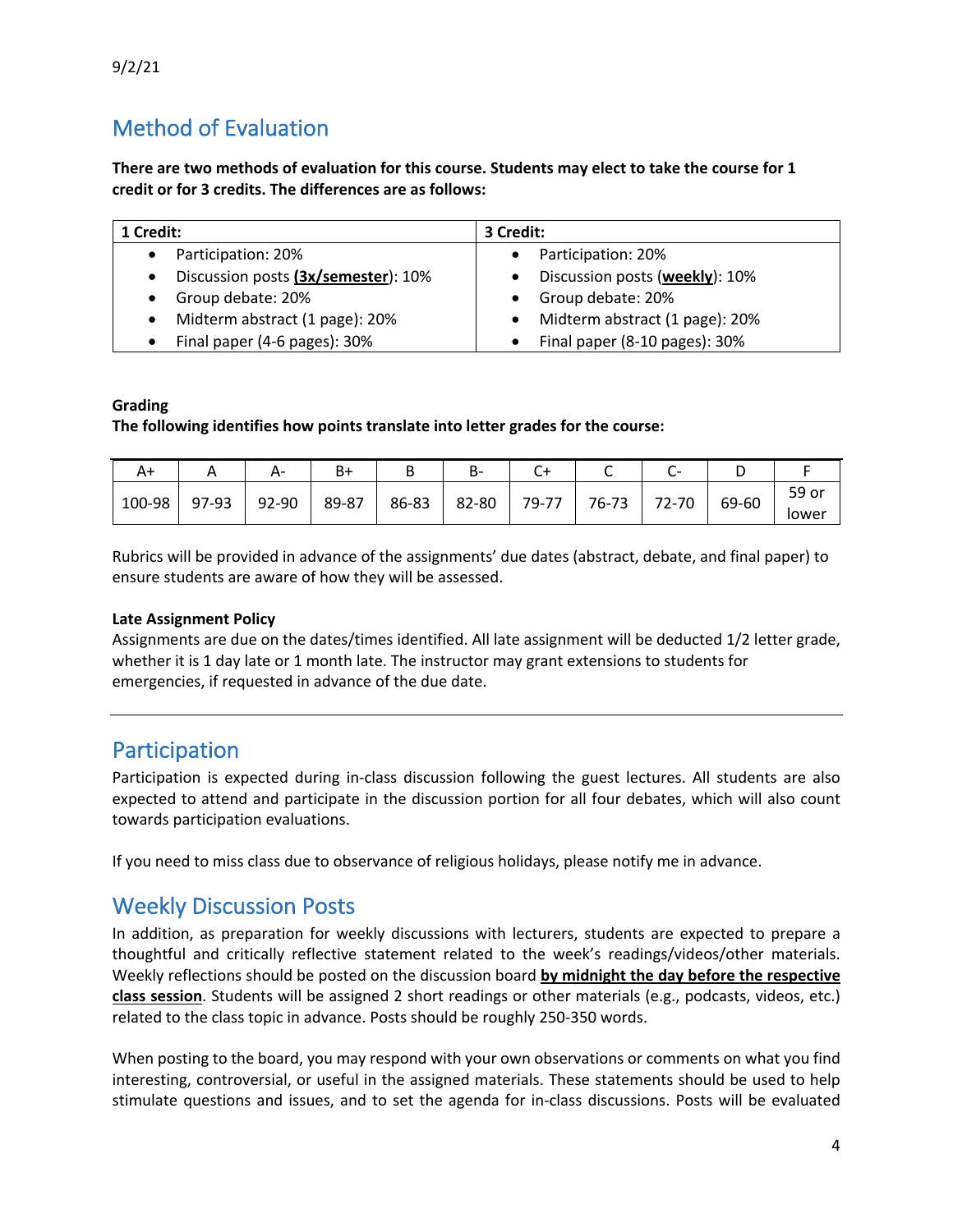## Method of Evaluation

**There are two methods of evaluation for this course. Students may elect to take the course for 1 credit or for 3 credits. The differences are as follows:**

| 1 Credit: | 3 Credit: |
| --- | --- |
| • Participation: 20%<br>• Discussion posts (**<u>3x/semester</u>**): 10%<br>• Group debate: 20%<br>• Midterm abstract (1 page): 20%<br>• Final paper (4-6 pages): 30% | • Participation: 20%<br>• Discussion posts (**<u>weekly</u>**): 10%<br>• Group debate: 20%<br>• Midterm abstract (1 page): 20%<br>• Final paper (8-10 pages): 30% |

**Grading**

**The following identifies how points translate into letter grades for the course:**

| A+ | A | A- | B+ | B | B- | C+ | C | C- | D | F |
| --- | --- | --- | --- | --- | --- | --- | --- | --- | --- | --- |
| 100-98 | 97-93 | 92-90 | 89-87 | 86-83 | 82-80 | 79-77 | 76-73 | 72-70 | 69-60 | 59 or lower |

Rubrics will be provided in advance of the assignments' due dates (abstract, debate, and final paper) to ensure students are aware of how they will be assessed.

**Late Assignment Policy**

Assignments are due on the dates/times identified. All late assignment will be deducted 1/2 letter grade, whether it is 1 day late or 1 month late. The instructor may grant extensions to students for emergencies, if requested in advance of the due date.

---

## Participation

Participation is expected during in-class discussion following the guest lectures. All students are also expected to attend and participate in the discussion portion for all four debates, which will also count towards participation evaluations.

If you need to miss class due to observance of religious holidays, please notify me in advance.

## Weekly Discussion Posts

In addition, as preparation for weekly discussions with lecturers, students are expected to prepare a thoughtful and critically reflective statement related to the week's readings/videos/other materials. Weekly reflections should be posted on the discussion board **<u>by midnight the day before the respective class session</u>**. Students will be assigned 2 short readings or other materials (e.g., podcasts, videos, etc.) related to the class topic in advance. Posts should be roughly 250-350 words.

When posting to the board, you may respond with your own observations or comments on what you find interesting, controversial, or useful in the assigned materials. These statements should be used to help stimulate questions and issues, and to set the agenda for in-class discussions. Posts will be evaluated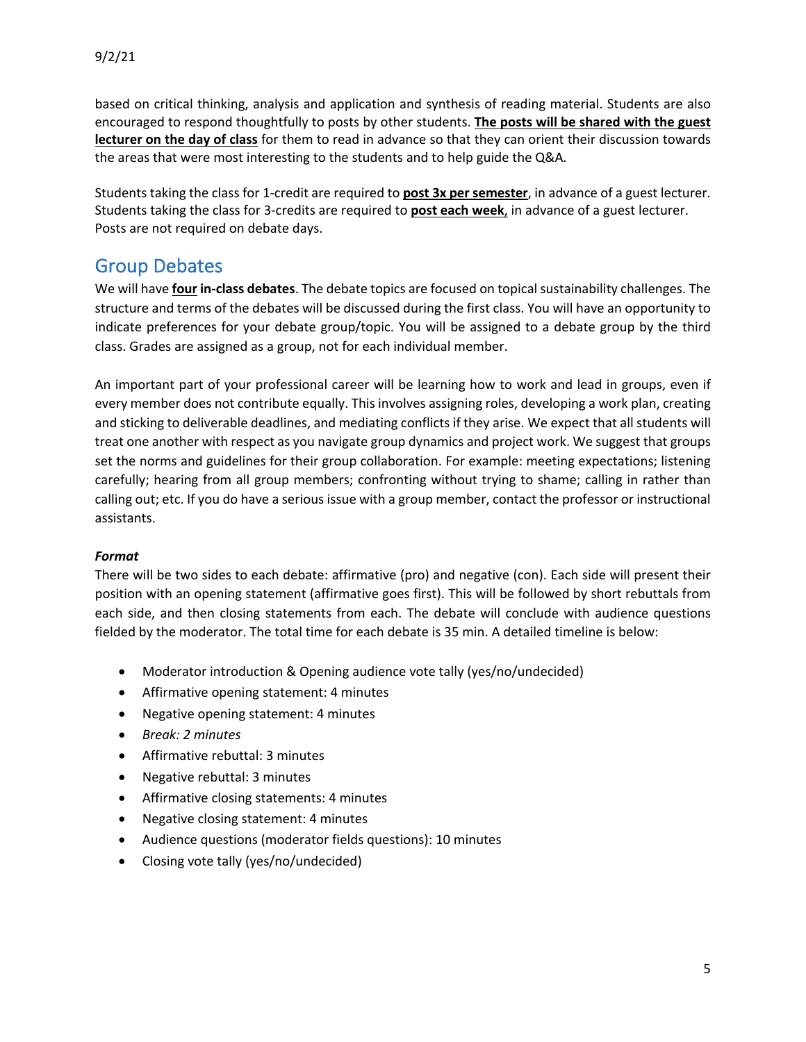based on critical thinking, analysis and application and synthesis of reading material. Students are also encouraged to respond thoughtfully to posts by other students. **The posts will be shared with the guest lecturer on the day of class** for them to read in advance so that they can orient their discussion towards the areas that were most interesting to the students and to help guide the Q&A.

Students taking the class for 1-credit are required to **post 3x per semester**, in advance of a guest lecturer. Students taking the class for 3-credits are required to **post each week**, in advance of a guest lecturer. Posts are not required on debate days.

## Group Debates

We will have **four in-class debates**. The debate topics are focused on topical sustainability challenges. The structure and terms of the debates will be discussed during the first class. You will have an opportunity to indicate preferences for your debate group/topic. You will be assigned to a debate group by the third class. Grades are assigned as a group, not for each individual member.

An important part of your professional career will be learning how to work and lead in groups, even if every member does not contribute equally. This involves assigning roles, developing a work plan, creating and sticking to deliverable deadlines, and mediating conflicts if they arise. We expect that all students will treat one another with respect as you navigate group dynamics and project work. We suggest that groups set the norms and guidelines for their group collaboration. For example: meeting expectations; listening carefully; hearing from all group members; confronting without trying to shame; calling in rather than calling out; etc. If you do have a serious issue with a group member, contact the professor or instructional assistants.

***Format***

There will be two sides to each debate: affirmative (pro) and negative (con). Each side will present their position with an opening statement (affirmative goes first). This will be followed by short rebuttals from each side, and then closing statements from each. The debate will conclude with audience questions fielded by the moderator. The total time for each debate is 35 min. A detailed timeline is below:

- Moderator introduction & Opening audience vote tally (yes/no/undecided)
- Affirmative opening statement: 4 minutes
- Negative opening statement: 4 minutes
- *Break: 2 minutes*
- Affirmative rebuttal: 3 minutes
- Negative rebuttal: 3 minutes
- Affirmative closing statements: 4 minutes
- Negative closing statement: 4 minutes
- Audience questions (moderator fields questions): 10 minutes
- Closing vote tally (yes/no/undecided)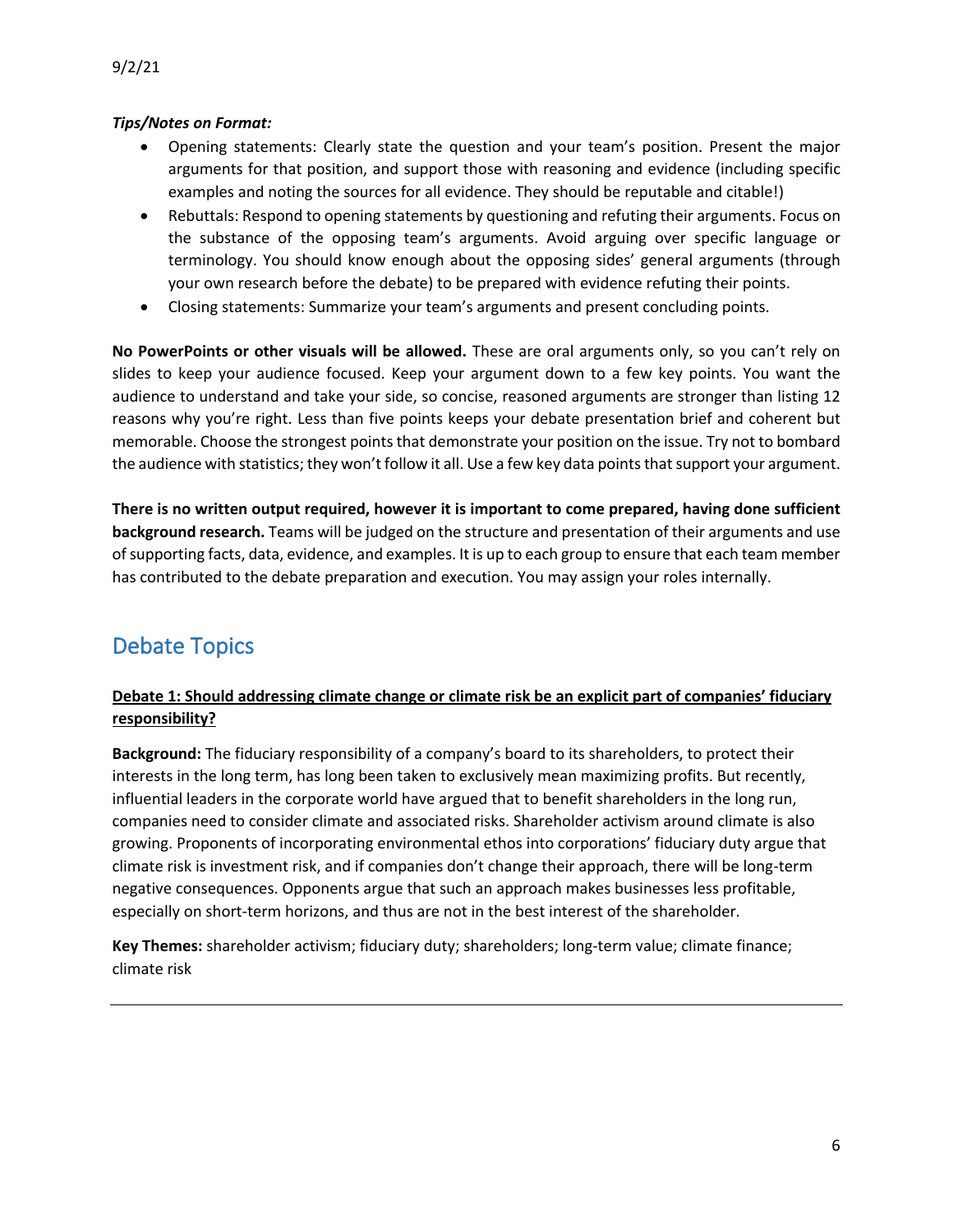*Tips/Notes on Format:*

- Opening statements: Clearly state the question and your team's position. Present the major arguments for that position, and support those with reasoning and evidence (including specific examples and noting the sources for all evidence. They should be reputable and citable!)
- Rebuttals: Respond to opening statements by questioning and refuting their arguments. Focus on the substance of the opposing team's arguments. Avoid arguing over specific language or terminology. You should know enough about the opposing sides' general arguments (through your own research before the debate) to be prepared with evidence refuting their points.
- Closing statements: Summarize your team's arguments and present concluding points.

**No PowerPoints or other visuals will be allowed.** These are oral arguments only, so you can't rely on slides to keep your audience focused. Keep your argument down to a few key points. You want the audience to understand and take your side, so concise, reasoned arguments are stronger than listing 12 reasons why you're right. Less than five points keeps your debate presentation brief and coherent but memorable. Choose the strongest points that demonstrate your position on the issue. Try not to bombard the audience with statistics; they won't follow it all. Use a few key data points that support your argument.

**There is no written output required, however it is important to come prepared, having done sufficient background research.** Teams will be judged on the structure and presentation of their arguments and use of supporting facts, data, evidence, and examples. It is up to each group to ensure that each team member has contributed to the debate preparation and execution. You may assign your roles internally.

## Debate Topics

**Debate 1: Should addressing climate change or climate risk be an explicit part of companies' fiduciary responsibility?**

**Background:** The fiduciary responsibility of a company's board to its shareholders, to protect their interests in the long term, has long been taken to exclusively mean maximizing profits. But recently, influential leaders in the corporate world have argued that to benefit shareholders in the long run, companies need to consider climate and associated risks. Shareholder activism around climate is also growing. Proponents of incorporating environmental ethos into corporations' fiduciary duty argue that climate risk is investment risk, and if companies don't change their approach, there will be long-term negative consequences. Opponents argue that such an approach makes businesses less profitable, especially on short-term horizons, and thus are not in the best interest of the shareholder.

**Key Themes:** shareholder activism; fiduciary duty; shareholders; long-term value; climate finance; climate risk

---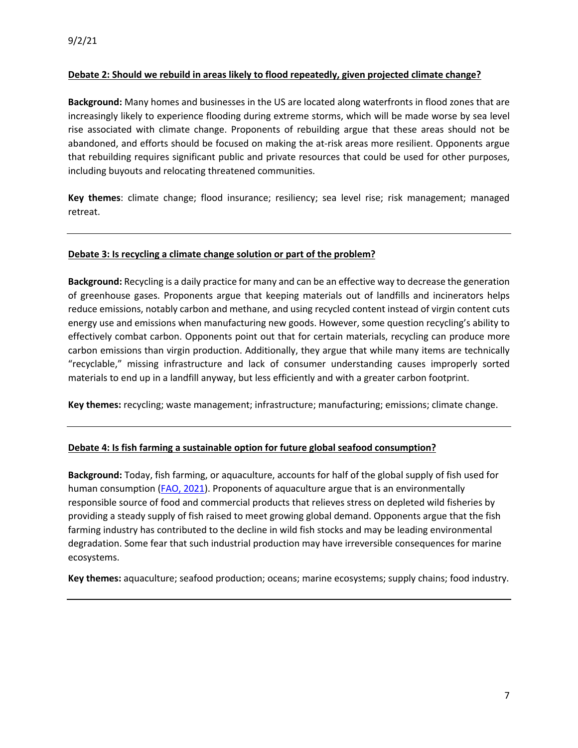9/2/21

**Debate 2: Should we rebuild in areas likely to flood repeatedly, given projected climate change?**

**Background:** Many homes and businesses in the US are located along waterfronts in flood zones that are increasingly likely to experience flooding during extreme storms, which will be made worse by sea level rise associated with climate change. Proponents of rebuilding argue that these areas should not be abandoned, and efforts should be focused on making the at-risk areas more resilient. Opponents argue that rebuilding requires significant public and private resources that could be used for other purposes, including buyouts and relocating threatened communities.

**Key themes**: climate change; flood insurance; resiliency; sea level rise; risk management; managed retreat.

---

**Debate 3: Is recycling a climate change solution or part of the problem?**

**Background:** Recycling is a daily practice for many and can be an effective way to decrease the generation of greenhouse gases. Proponents argue that keeping materials out of landfills and incinerators helps reduce emissions, notably carbon and methane, and using recycled content instead of virgin content cuts energy use and emissions when manufacturing new goods. However, some question recycling's ability to effectively combat carbon. Opponents point out that for certain materials, recycling can produce more carbon emissions than virgin production. Additionally, they argue that while many items are technically "recyclable," missing infrastructure and lack of consumer understanding causes improperly sorted materials to end up in a landfill anyway, but less efficiently and with a greater carbon footprint.

**Key themes:** recycling; waste management; infrastructure; manufacturing; emissions; climate change.

---

**Debate 4: Is fish farming a sustainable option for future global seafood consumption?**

**Background:** Today, fish farming, or aquaculture, accounts for half of the global supply of fish used for human consumption (FAO, 2021). Proponents of aquaculture argue that is an environmentally responsible source of food and commercial products that relieves stress on depleted wild fisheries by providing a steady supply of fish raised to meet growing global demand. Opponents argue that the fish farming industry has contributed to the decline in wild fish stocks and may be leading environmental degradation. Some fear that such industrial production may have irreversible consequences for marine ecosystems.

**Key themes:** aquaculture; seafood production; oceans; marine ecosystems; supply chains; food industry.

---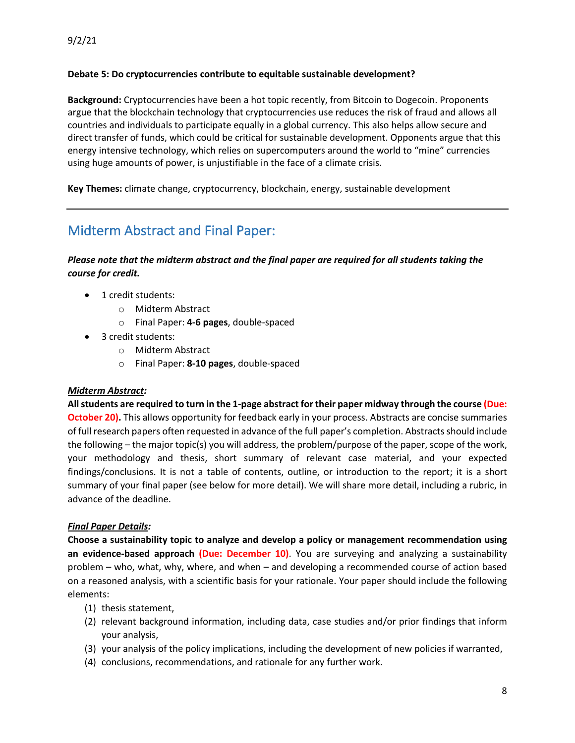**Debate 5: Do cryptocurrencies contribute to equitable sustainable development?**

**Background:** Cryptocurrencies have been a hot topic recently, from Bitcoin to Dogecoin. Proponents argue that the blockchain technology that cryptocurrencies use reduces the risk of fraud and allows all countries and individuals to participate equally in a global currency. This also helps allow secure and direct transfer of funds, which could be critical for sustainable development. Opponents argue that this energy intensive technology, which relies on supercomputers around the world to "mine" currencies using huge amounts of power, is unjustifiable in the face of a climate crisis.

**Key Themes:** climate change, cryptocurrency, blockchain, energy, sustainable development

---

## Midterm Abstract and Final Paper:

***Please note that the midterm abstract and the final paper are required for all students taking the course for credit.***

- 1 credit students:
  - Midterm Abstract
  - Final Paper: **4-6 pages**, double-spaced
- 3 credit students:
  - Midterm Abstract
  - Final Paper: **8-10 pages**, double-spaced

***Midterm Abstract:***

**All students are required to turn in the 1-page abstract for their paper midway through the course (Due: October 20).** This allows opportunity for feedback early in your process. Abstracts are concise summaries of full research papers often requested in advance of the full paper's completion. Abstracts should include the following – the major topic(s) you will address, the problem/purpose of the paper, scope of the work, your methodology and thesis, short summary of relevant case material, and your expected findings/conclusions. It is not a table of contents, outline, or introduction to the report; it is a short summary of your final paper (see below for more detail). We will share more detail, including a rubric, in advance of the deadline.

***Final Paper Details:***

**Choose a sustainability topic to analyze and develop a policy or management recommendation using an evidence-based approach (Due: December 10)**. You are surveying and analyzing a sustainability problem – who, what, why, where, and when – and developing a recommended course of action based on a reasoned analysis, with a scientific basis for your rationale. Your paper should include the following elements:

(1) thesis statement,
(2) relevant background information, including data, case studies and/or prior findings that inform your analysis,
(3) your analysis of the policy implications, including the development of new policies if warranted,
(4) conclusions, recommendations, and rationale for any further work.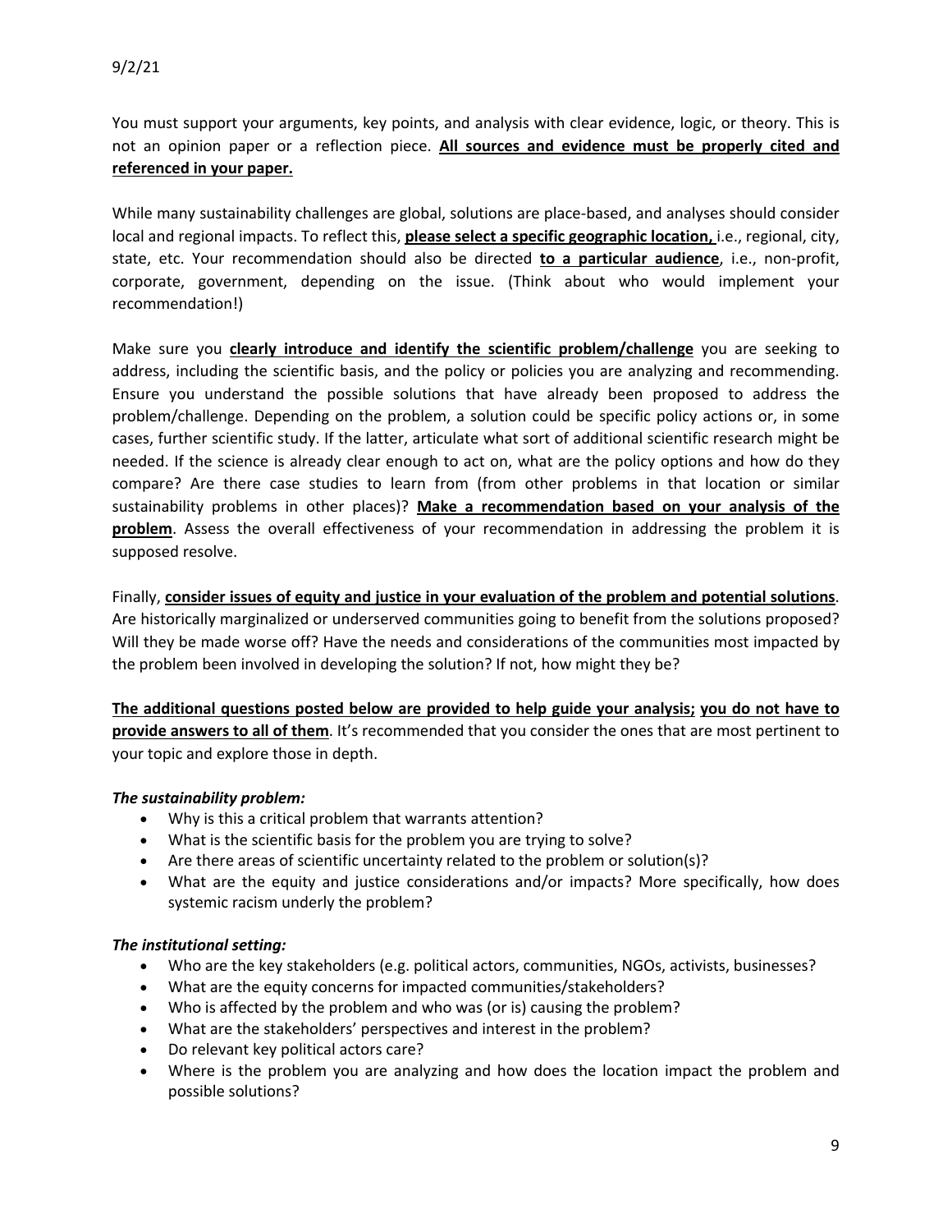You must support your arguments, key points, and analysis with clear evidence, logic, or theory. This is not an opinion paper or a reflection piece. **<u>All sources and evidence must be properly cited and referenced in your paper.</u>**

While many sustainability challenges are global, solutions are place-based, and analyses should consider local and regional impacts. To reflect this, **<u>please select a specific geographic location,</u>** i.e., regional, city, state, etc. Your recommendation should also be directed **<u>to a particular audience</u>**, i.e., non-profit, corporate, government, depending on the issue. (Think about who would implement your recommendation!)

Make sure you **<u>clearly introduce and identify the scientific problem/challenge</u>** you are seeking to address, including the scientific basis, and the policy or policies you are analyzing and recommending. Ensure you understand the possible solutions that have already been proposed to address the problem/challenge. Depending on the problem, a solution could be specific policy actions or, in some cases, further scientific study. If the latter, articulate what sort of additional scientific research might be needed. If the science is already clear enough to act on, what are the policy options and how do they compare? Are there case studies to learn from (from other problems in that location or similar sustainability problems in other places)? **<u>Make a recommendation based on your analysis of the problem</u>**. Assess the overall effectiveness of your recommendation in addressing the problem it is supposed resolve.

Finally, **<u>consider issues of equity and justice in your evaluation of the problem and potential solutions</u>**. Are historically marginalized or underserved communities going to benefit from the solutions proposed? Will they be made worse off? Have the needs and considerations of the communities most impacted by the problem been involved in developing the solution? If not, how might they be?

**<u>The additional questions posted below are provided to help guide your analysis;</u> <u>you do not have to provide answers to all of them</u>**. It's recommended that you consider the ones that are most pertinent to your topic and explore those in depth.

***The sustainability problem:***

- Why is this a critical problem that warrants attention?
- What is the scientific basis for the problem you are trying to solve?
- Are there areas of scientific uncertainty related to the problem or solution(s)?
- What are the equity and justice considerations and/or impacts? More specifically, how does systemic racism underly the problem?

***The institutional setting:***

- Who are the key stakeholders (e.g. political actors, communities, NGOs, activists, businesses?
- What are the equity concerns for impacted communities/stakeholders?
- Who is affected by the problem and who was (or is) causing the problem?
- What are the stakeholders' perspectives and interest in the problem?
- Do relevant key political actors care?
- Where is the problem you are analyzing and how does the location impact the problem and possible solutions?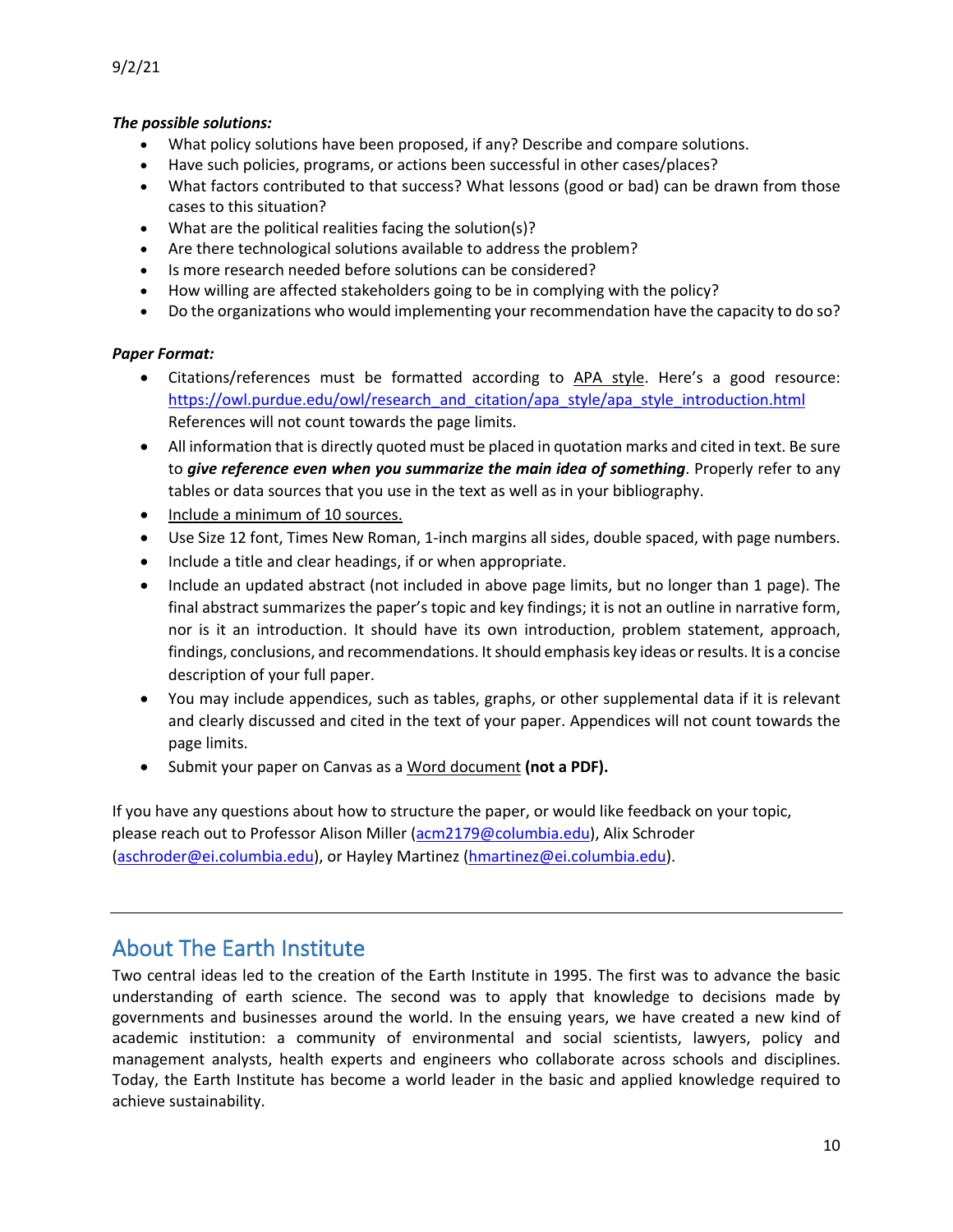***The possible solutions:***

- What policy solutions have been proposed, if any? Describe and compare solutions.
- Have such policies, programs, or actions been successful in other cases/places?
- What factors contributed to that success? What lessons (good or bad) can be drawn from those cases to this situation?
- What are the political realities facing the solution(s)?
- Are there technological solutions available to address the problem?
- Is more research needed before solutions can be considered?
- How willing are affected stakeholders going to be in complying with the policy?
- Do the organizations who would implementing your recommendation have the capacity to do so?

***Paper Format:***

- Citations/references must be formatted according to APA style. Here's a good resource: https://owl.purdue.edu/owl/research_and_citation/apa_style/apa_style_introduction.html References will not count towards the page limits.
- All information that is directly quoted must be placed in quotation marks and cited in text. Be sure to ***give reference even when you summarize the main idea of something***. Properly refer to any tables or data sources that you use in the text as well as in your bibliography.
- Include a minimum of 10 sources.
- Use Size 12 font, Times New Roman, 1-inch margins all sides, double spaced, with page numbers.
- Include a title and clear headings, if or when appropriate.
- Include an updated abstract (not included in above page limits, but no longer than 1 page). The final abstract summarizes the paper's topic and key findings; it is not an outline in narrative form, nor is it an introduction. It should have its own introduction, problem statement, approach, findings, conclusions, and recommendations. It should emphasis key ideas or results. It is a concise description of your full paper.
- You may include appendices, such as tables, graphs, or other supplemental data if it is relevant and clearly discussed and cited in the text of your paper. Appendices will not count towards the page limits.
- Submit your paper on Canvas as a Word document **(not a PDF).**

If you have any questions about how to structure the paper, or would like feedback on your topic, please reach out to Professor Alison Miller (acm2179@columbia.edu), Alix Schroder (aschroder@ei.columbia.edu), or Hayley Martinez (hmartinez@ei.columbia.edu).

---

## About The Earth Institute

Two central ideas led to the creation of the Earth Institute in 1995. The first was to advance the basic understanding of earth science. The second was to apply that knowledge to decisions made by governments and businesses around the world. In the ensuing years, we have created a new kind of academic institution: a community of environmental and social scientists, lawyers, policy and management analysts, health experts and engineers who collaborate across schools and disciplines. Today, the Earth Institute has become a world leader in the basic and applied knowledge required to achieve sustainability.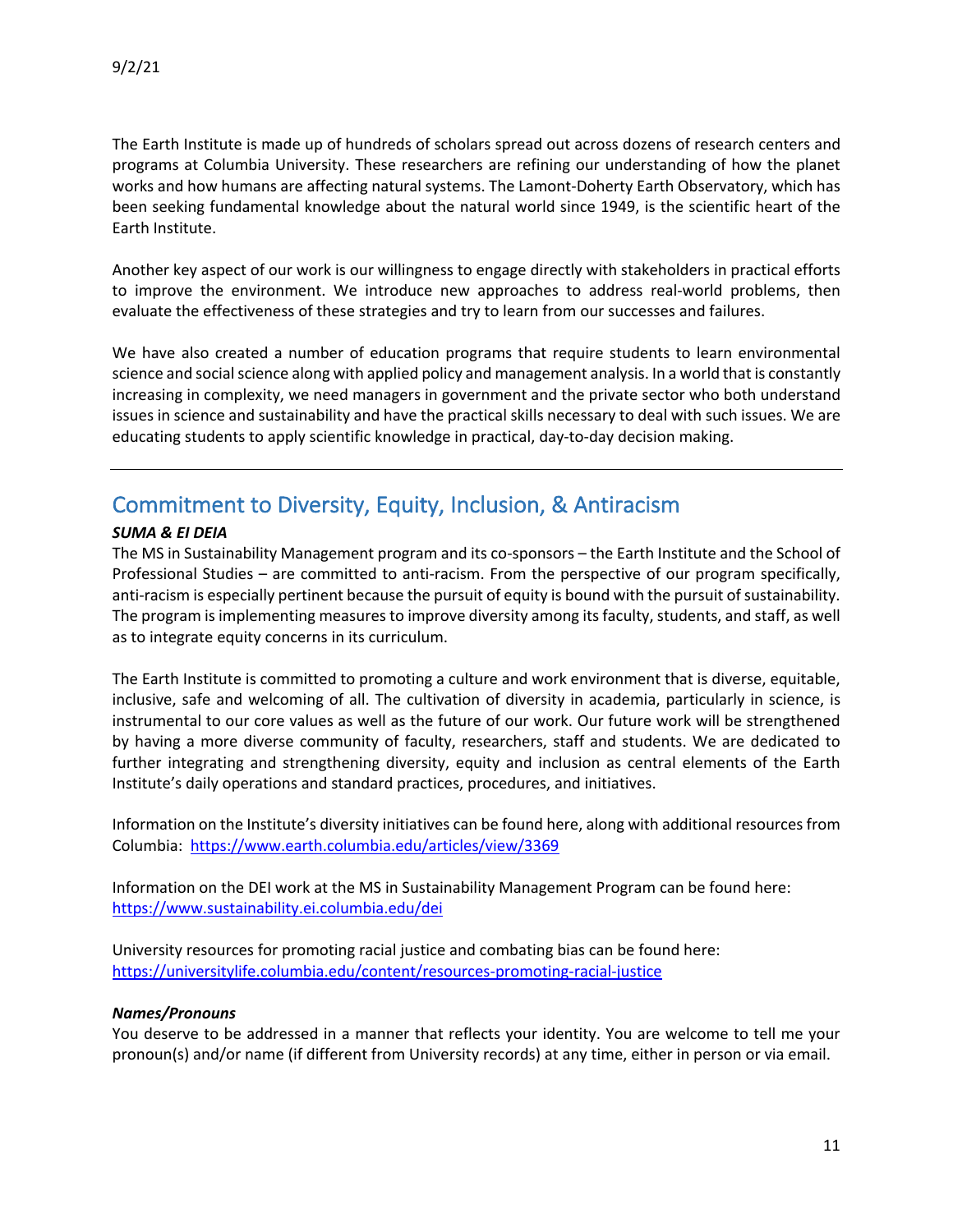The Earth Institute is made up of hundreds of scholars spread out across dozens of research centers and programs at Columbia University. These researchers are refining our understanding of how the planet works and how humans are affecting natural systems. The Lamont-Doherty Earth Observatory, which has been seeking fundamental knowledge about the natural world since 1949, is the scientific heart of the Earth Institute.

Another key aspect of our work is our willingness to engage directly with stakeholders in practical efforts to improve the environment. We introduce new approaches to address real-world problems, then evaluate the effectiveness of these strategies and try to learn from our successes and failures.

We have also created a number of education programs that require students to learn environmental science and social science along with applied policy and management analysis. In a world that is constantly increasing in complexity, we need managers in government and the private sector who both understand issues in science and sustainability and have the practical skills necessary to deal with such issues. We are educating students to apply scientific knowledge in practical, day-to-day decision making.

---

## Commitment to Diversity, Equity, Inclusion, & Antiracism

***SUMA & EI DEIA***

The MS in Sustainability Management program and its co-sponsors – the Earth Institute and the School of Professional Studies – are committed to anti-racism. From the perspective of our program specifically, anti-racism is especially pertinent because the pursuit of equity is bound with the pursuit of sustainability. The program is implementing measures to improve diversity among its faculty, students, and staff, as well as to integrate equity concerns in its curriculum.

The Earth Institute is committed to promoting a culture and work environment that is diverse, equitable, inclusive, safe and welcoming of all. The cultivation of diversity in academia, particularly in science, is instrumental to our core values as well as the future of our work. Our future work will be strengthened by having a more diverse community of faculty, researchers, staff and students. We are dedicated to further integrating and strengthening diversity, equity and inclusion as central elements of the Earth Institute's daily operations and standard practices, procedures, and initiatives.

Information on the Institute's diversity initiatives can be found here, along with additional resources from Columbia: https://www.earth.columbia.edu/articles/view/3369

Information on the DEI work at the MS in Sustainability Management Program can be found here: https://www.sustainability.ei.columbia.edu/dei

University resources for promoting racial justice and combating bias can be found here: https://universitylife.columbia.edu/content/resources-promoting-racial-justice

***Names/Pronouns***

You deserve to be addressed in a manner that reflects your identity. You are welcome to tell me your pronoun(s) and/or name (if different from University records) at any time, either in person or via email.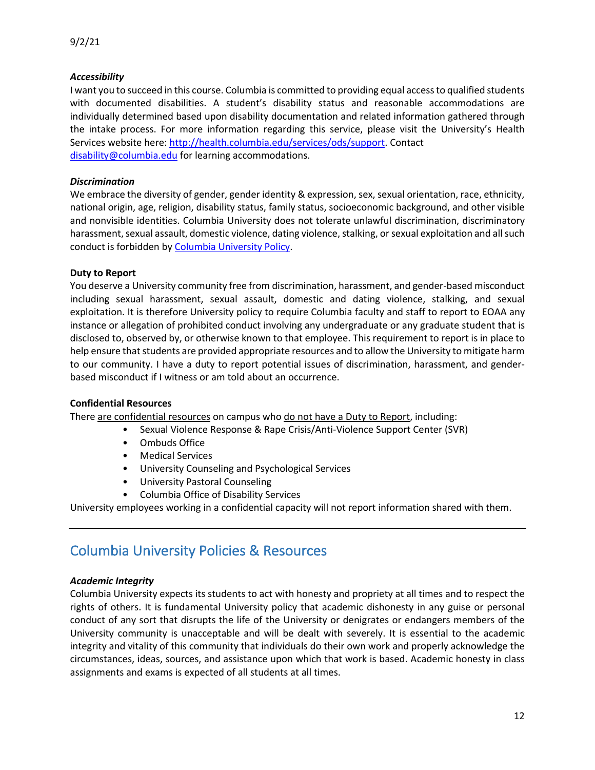***Accessibility***

I want you to succeed in this course. Columbia is committed to providing equal access to qualified students with documented disabilities. A student's disability status and reasonable accommodations are individually determined based upon disability documentation and related information gathered through the intake process. For more information regarding this service, please visit the University's Health Services website here: [http://health.columbia.edu/services/ods/support](http://health.columbia.edu/services/ods/support). Contact [disability@columbia.edu](mailto:disability@columbia.edu) for learning accommodations.

***Discrimination***

We embrace the diversity of gender, gender identity & expression, sex, sexual orientation, race, ethnicity, national origin, age, religion, disability status, family status, socioeconomic background, and other visible and nonvisible identities. Columbia University does not tolerate unlawful discrimination, discriminatory harassment, sexual assault, domestic violence, dating violence, stalking, or sexual exploitation and all such conduct is forbidden by Columbia University Policy.

**Duty to Report**

You deserve a University community free from discrimination, harassment, and gender-based misconduct including sexual harassment, sexual assault, domestic and dating violence, stalking, and sexual exploitation. It is therefore University policy to require Columbia faculty and staff to report to EOAA any instance or allegation of prohibited conduct involving any undergraduate or any graduate student that is disclosed to, observed by, or otherwise known to that employee. This requirement to report is in place to help ensure that students are provided appropriate resources and to allow the University to mitigate harm to our community. I have a duty to report potential issues of discrimination, harassment, and gender-based misconduct if I witness or am told about an occurrence.

**Confidential Resources**

There are confidential resources on campus who do not have a Duty to Report, including:

- Sexual Violence Response & Rape Crisis/Anti-Violence Support Center (SVR)
- Ombuds Office
- Medical Services
- University Counseling and Psychological Services
- University Pastoral Counseling
- Columbia Office of Disability Services

University employees working in a confidential capacity will not report information shared with them.

---

## Columbia University Policies & Resources

***Academic Integrity***

Columbia University expects its students to act with honesty and propriety at all times and to respect the rights of others. It is fundamental University policy that academic dishonesty in any guise or personal conduct of any sort that disrupts the life of the University or denigrates or endangers members of the University community is unacceptable and will be dealt with severely. It is essential to the academic integrity and vitality of this community that individuals do their own work and properly acknowledge the circumstances, ideas, sources, and assistance upon which that work is based. Academic honesty in class assignments and exams is expected of all students at all times.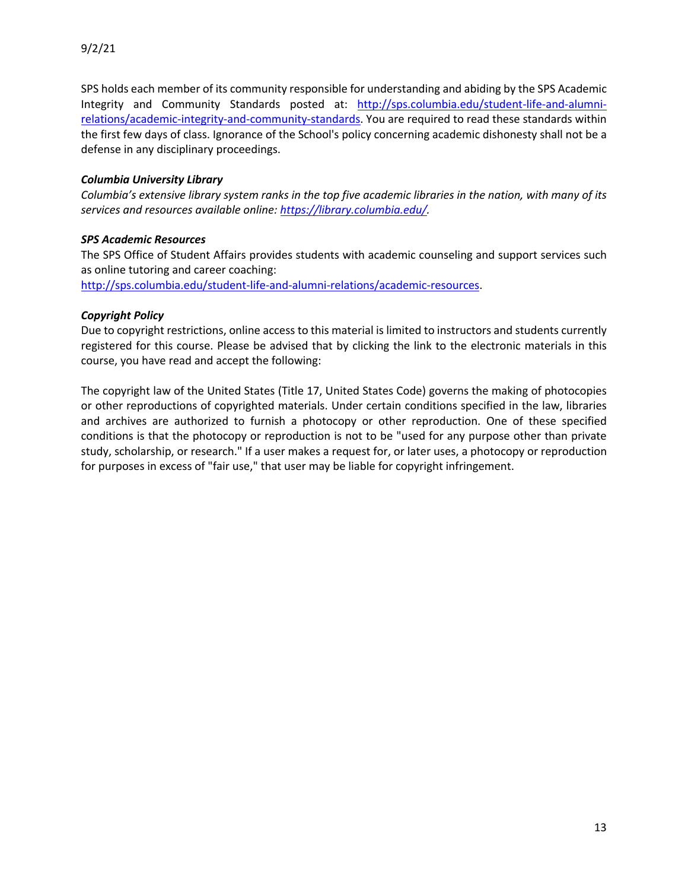SPS holds each member of its community responsible for understanding and abiding by the SPS Academic Integrity and Community Standards posted at: [http://sps.columbia.edu/student-life-and-alumni-relations/academic-integrity-and-community-standards](http://sps.columbia.edu/student-life-and-alumni-relations/academic-integrity-and-community-standards). You are required to read these standards within the first few days of class. Ignorance of the School's policy concerning academic dishonesty shall not be a defense in any disciplinary proceedings.

***Columbia University Library***

*Columbia's extensive library system ranks in the top five academic libraries in the nation, with many of its services and resources available online: [https://library.columbia.edu/](https://library.columbia.edu/).*

***SPS Academic Resources***

The SPS Office of Student Affairs provides students with academic counseling and support services such as online tutoring and career coaching:
[http://sps.columbia.edu/student-life-and-alumni-relations/academic-resources](http://sps.columbia.edu/student-life-and-alumni-relations/academic-resources).

***Copyright Policy***

Due to copyright restrictions, online access to this material is limited to instructors and students currently registered for this course. Please be advised that by clicking the link to the electronic materials in this course, you have read and accept the following:

The copyright law of the United States (Title 17, United States Code) governs the making of photocopies or other reproductions of copyrighted materials. Under certain conditions specified in the law, libraries and archives are authorized to furnish a photocopy or other reproduction. One of these specified conditions is that the photocopy or reproduction is not to be "used for any purpose other than private study, scholarship, or research." If a user makes a request for, or later uses, a photocopy or reproduction for purposes in excess of "fair use," that user may be liable for copyright infringement.